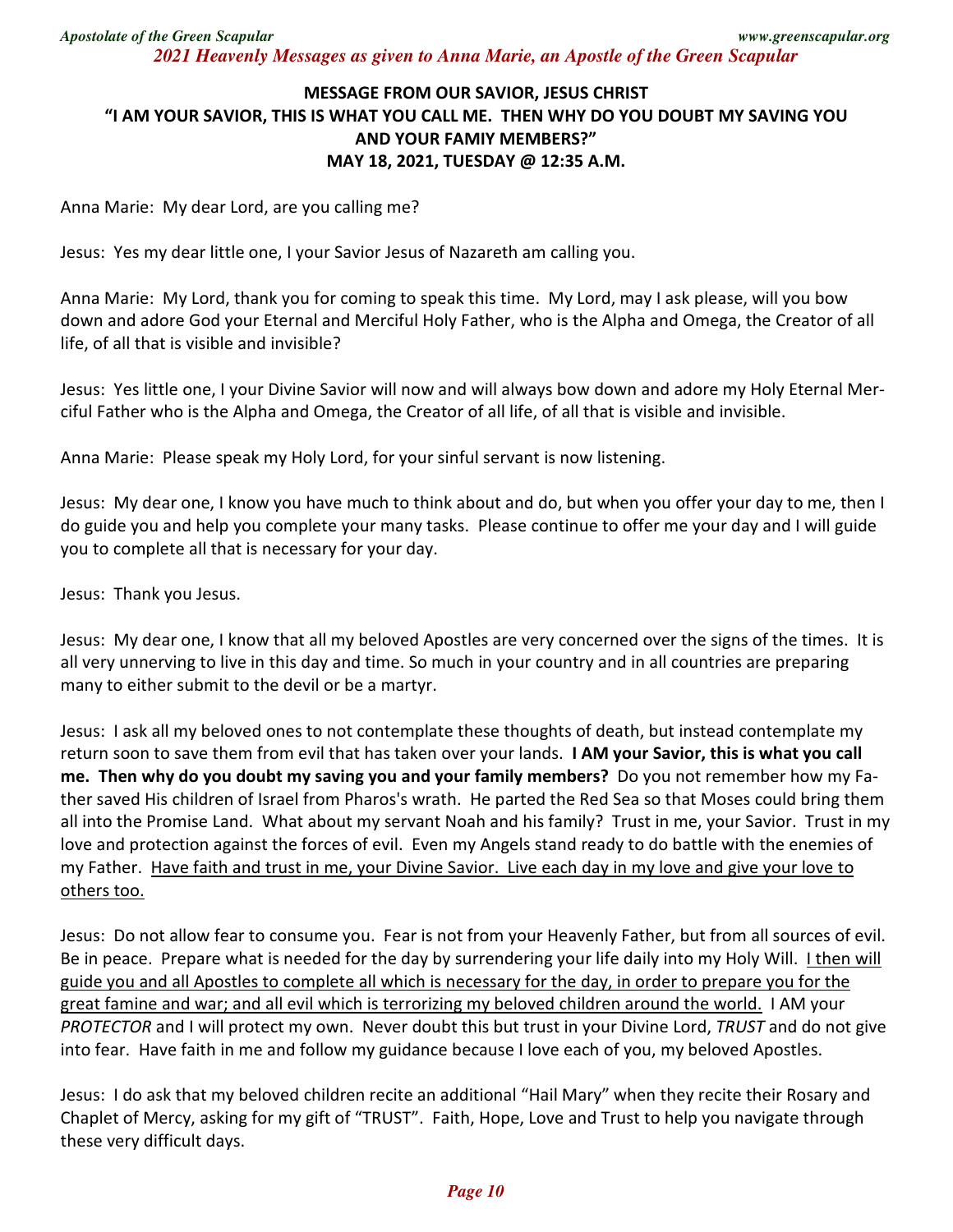## MESSAGE FROM OUR SAVIOR, JESUS CHRIST
## "I AM YOUR SAVIOR, THIS IS WHAT YOU CALL ME. THEN WHY DO YOU DOUBT MY SAVING YOU AND YOUR FAMIY MEMBERS?"
## MAY 18, 2021, TUESDAY @ 12:35 A.M.

Anna Marie: My dear Lord, are you calling me?

Jesus: Yes my dear little one, I your Savior Jesus of Nazareth am calling you.

Anna Marie: My Lord, thank you for coming to speak this time. My Lord, may I ask please, will you bow down and adore God your Eternal and Merciful Holy Father, who is the Alpha and Omega, the Creator of all life, of all that is visible and invisible?

Jesus: Yes little one, I your Divine Savior will now and will always bow down and adore my Holy Eternal Merciful Father who is the Alpha and Omega, the Creator of all life, of all that is visible and invisible.

Anna Marie: Please speak my Holy Lord, for your sinful servant is now listening.

Jesus: My dear one, I know you have much to think about and do, but when you offer your day to me, then I do guide you and help you complete your many tasks. Please continue to offer me your day and I will guide you to complete all that is necessary for your day.

Jesus: Thank you Jesus.

Jesus: My dear one, I know that all my beloved Apostles are very concerned over the signs of the times. It is all very unnerving to live in this day and time. So much in your country and in all countries are preparing many to either submit to the devil or be a martyr.

Jesus: I ask all my beloved ones to not contemplate these thoughts of death, but instead contemplate my return soon to save them from evil that has taken over your lands. **I AM your Savior, this is what you call me. Then why do you doubt my saving you and your family members?** Do you not remember how my Father saved His children of Israel from Pharos's wrath. He parted the Red Sea so that Moses could bring them all into the Promise Land. What about my servant Noah and his family? Trust in me, your Savior. Trust in my love and protection against the forces of evil. Even my Angels stand ready to do battle with the enemies of my Father. <u>Have faith and trust in me, your Divine Savior. Live each day in my love and give your love to others too.</u>

Jesus: Do not allow fear to consume you. Fear is not from your Heavenly Father, but from all sources of evil. Be in peace. Prepare what is needed for the day by surrendering your life daily into my Holy Will. <u>I then will guide you and all Apostles to complete all which is necessary for the day, in order to prepare you for the great famine and war; and all evil which is terrorizing my beloved children around the world.</u> I AM your *PROTECTOR* and I will protect my own. Never doubt this but trust in your Divine Lord, *TRUST* and do not give into fear. Have faith in me and follow my guidance because I love each of you, my beloved Apostles.

Jesus: I do ask that my beloved children recite an additional "Hail Mary" when they recite their Rosary and Chaplet of Mercy, asking for my gift of "TRUST". Faith, Hope, Love and Trust to help you navigate through these very difficult days.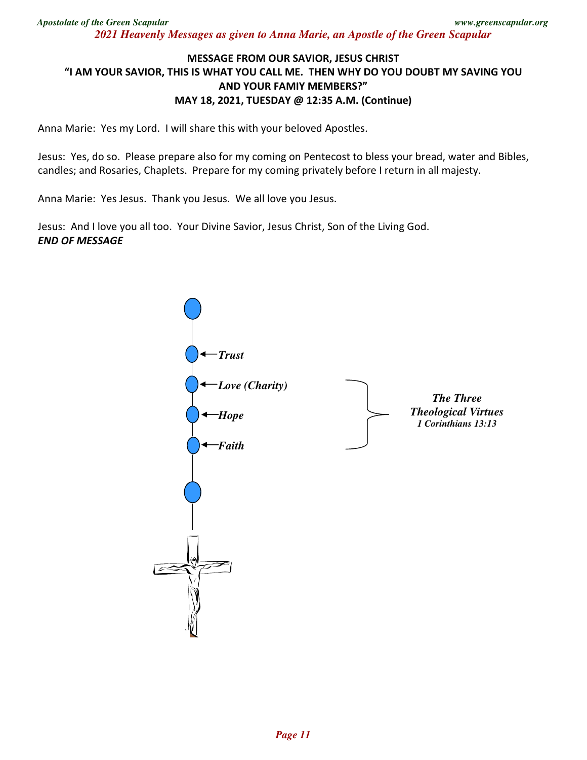**MESSAGE FROM OUR SAVIOR, JESUS CHRIST**
**"I AM YOUR SAVIOR, THIS IS WHAT YOU CALL ME. THEN WHY DO YOU DOUBT MY SAVING YOU AND YOUR FAMIY MEMBERS?"**
**MAY 18, 2021, TUESDAY @ 12:35 A.M. (Continue)**

Anna Marie: Yes my Lord. I will share this with your beloved Apostles.

Jesus: Yes, do so. Please prepare also for my coming on Pentecost to bless your bread, water and Bibles, candles; and Rosaries, Chaplets. Prepare for my coming privately before I return in all majesty.

Anna Marie: Yes Jesus. Thank you Jesus. We all love you Jesus.

Jesus: And I love you all too. Your Divine Savior, Jesus Christ, Son of the Living God.
***END OF MESSAGE***

*Trust*
*Love (Charity)*
*Hope*
*Faith*

*The Three Theological Virtues*
*1 Corinthians 13:13*